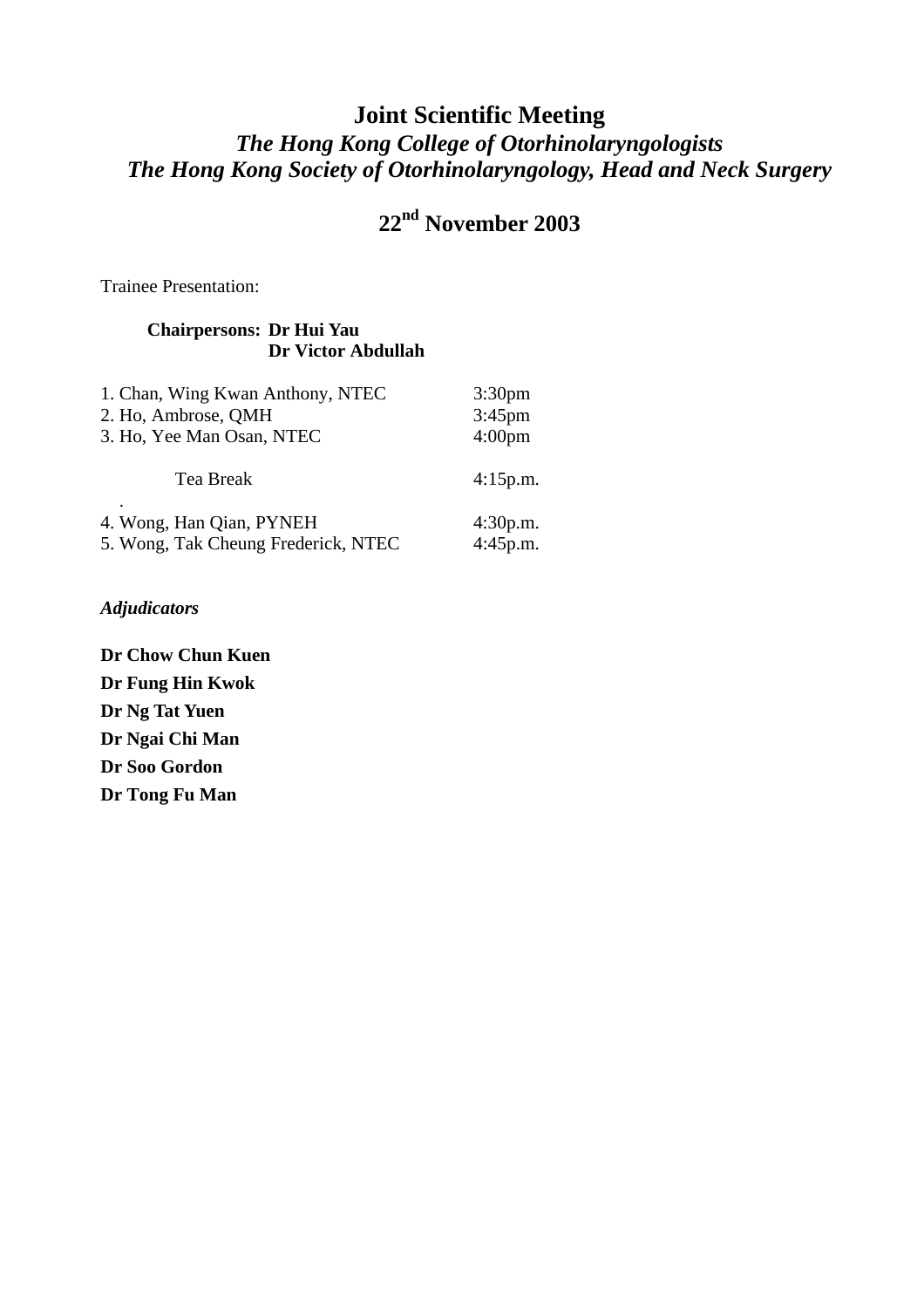# Joint Scientific Meeting

## *The Hong Kong College of Otorhinolaryngologists*
## *The Hong Kong Society of Otorhinolaryngology, Head and Neck Surgery*

## 22nd November 2003

Trainee Presentation:

**Chairpersons: Dr Hui Yau**
**Dr Victor Abdullah**

| | |
|---|---|
| 1. Chan, Wing Kwan Anthony, NTEC | 3:30pm |
| 2. Ho, Ambrose, QMH | 3:45pm |
| 3. Ho, Yee Man Osan, NTEC | 4:00pm |
| Tea Break | 4:15p.m. |
| 4. Wong, Han Qian, PYNEH | 4:30p.m. |
| 5. Wong, Tak Cheung Frederick, NTEC | 4:45p.m. |

***Adjudicators***

**Dr Chow Chun Kuen**

**Dr Fung Hin Kwok**

**Dr Ng Tat Yuen**

**Dr Ngai Chi Man**

**Dr Soo Gordon**

**Dr Tong Fu Man**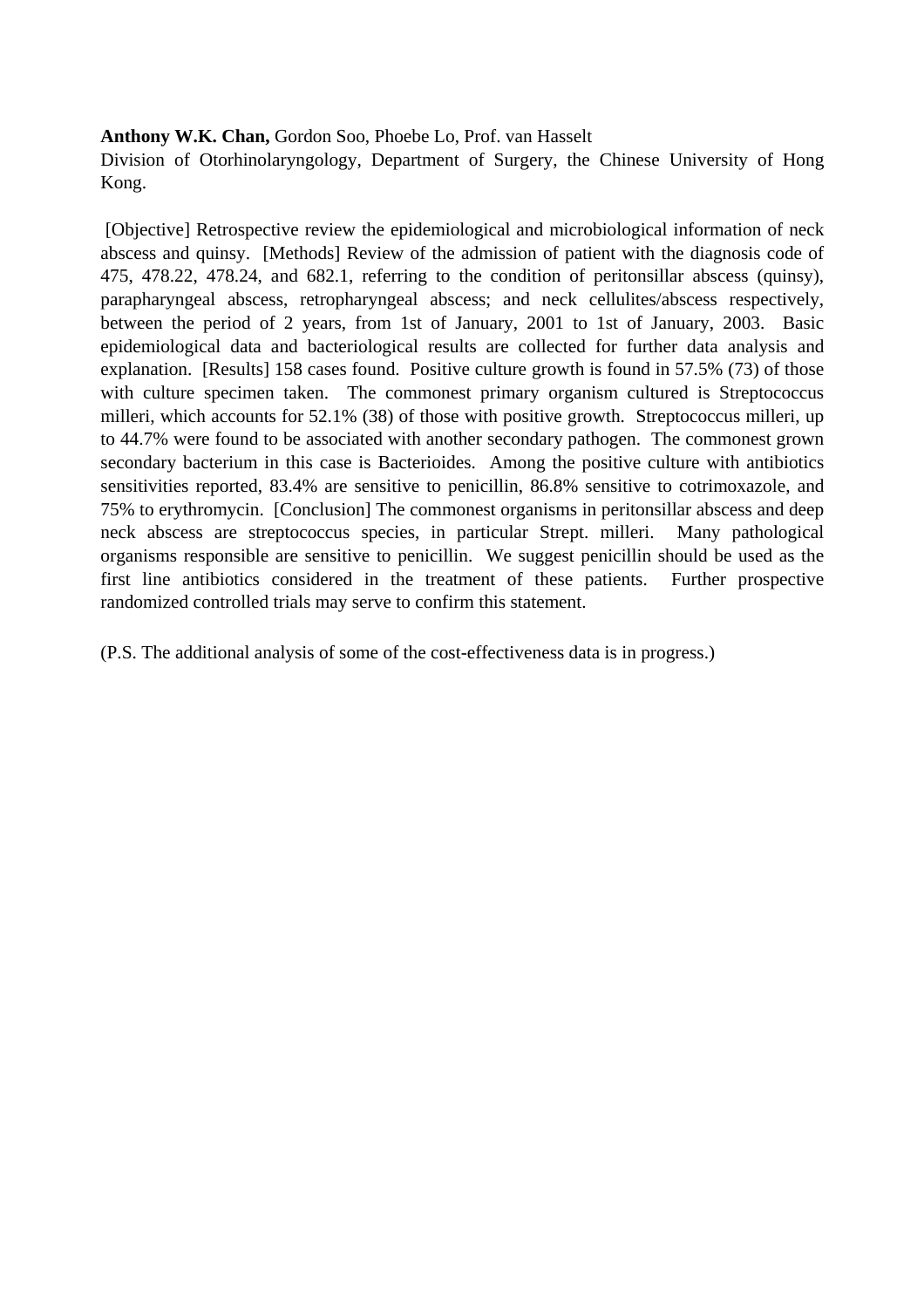**Anthony W.K. Chan,** Gordon Soo, Phoebe Lo, Prof. van Hasselt

Division of Otorhinolaryngology, Department of Surgery, the Chinese University of Hong Kong.

[Objective] Retrospective review the epidemiological and microbiological information of neck abscess and quinsy. [Methods] Review of the admission of patient with the diagnosis code of 475, 478.22, 478.24, and 682.1, referring to the condition of peritonsillar abscess (quinsy), parapharyngeal abscess, retropharyngeal abscess; and neck cellulites/abscess respectively, between the period of 2 years, from 1st of January, 2001 to 1st of January, 2003. Basic epidemiological data and bacteriological results are collected for further data analysis and explanation. [Results] 158 cases found. Positive culture growth is found in 57.5% (73) of those with culture specimen taken. The commonest primary organism cultured is Streptococcus milleri, which accounts for 52.1% (38) of those with positive growth. Streptococcus milleri, up to 44.7% were found to be associated with another secondary pathogen. The commonest grown secondary bacterium in this case is Bacterioides. Among the positive culture with antibiotics sensitivities reported, 83.4% are sensitive to penicillin, 86.8% sensitive to cotrimoxazole, and 75% to erythromycin. [Conclusion] The commonest organisms in peritonsillar abscess and deep neck abscess are streptococcus species, in particular Strept. milleri. Many pathological organisms responsible are sensitive to penicillin. We suggest penicillin should be used as the first line antibiotics considered in the treatment of these patients. Further prospective randomized controlled trials may serve to confirm this statement.

(P.S. The additional analysis of some of the cost-effectiveness data is in progress.)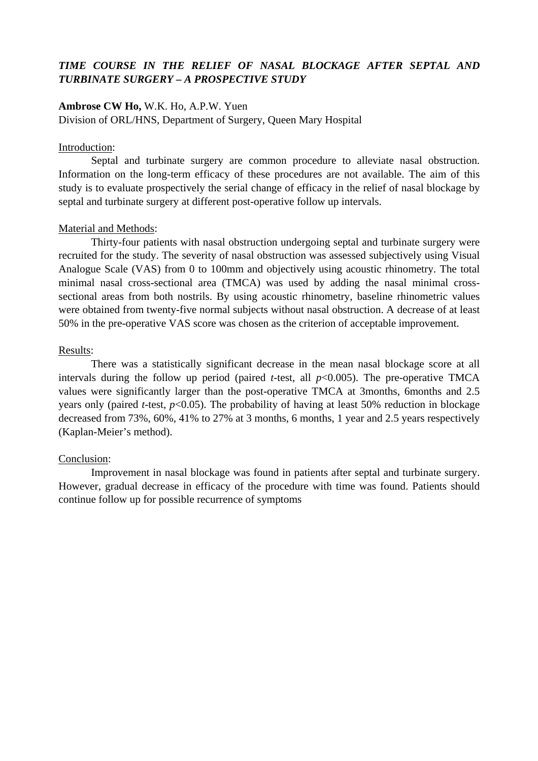### *TIME COURSE IN THE RELIEF OF NASAL BLOCKAGE AFTER SEPTAL AND TURBINATE SURGERY – A PROSPECTIVE STUDY*

**Ambrose CW Ho,** W.K. Ho, A.P.W. Yuen

Division of ORL/HNS, Department of Surgery, Queen Mary Hospital

Introduction:

Septal and turbinate surgery are common procedure to alleviate nasal obstruction. Information on the long-term efficacy of these procedures are not available. The aim of this study is to evaluate prospectively the serial change of efficacy in the relief of nasal blockage by septal and turbinate surgery at different post-operative follow up intervals.

Material and Methods:

Thirty-four patients with nasal obstruction undergoing septal and turbinate surgery were recruited for the study. The severity of nasal obstruction was assessed subjectively using Visual Analogue Scale (VAS) from 0 to 100mm and objectively using acoustic rhinometry. The total minimal nasal cross-sectional area (TMCA) was used by adding the nasal minimal cross-sectional areas from both nostrils. By using acoustic rhinometry, baseline rhinometric values were obtained from twenty-five normal subjects without nasal obstruction. A decrease of at least 50% in the pre-operative VAS score was chosen as the criterion of acceptable improvement.

Results:

There was a statistically significant decrease in the mean nasal blockage score at all intervals during the follow up period (paired *t*-test, all $p<0.005$). The pre-operative TMCA values were significantly larger than the post-operative TMCA at 3months, 6months and 2.5 years only (paired *t*-test, $p<0.05$). The probability of having at least 50% reduction in blockage decreased from 73%, 60%, 41% to 27% at 3 months, 6 months, 1 year and 2.5 years respectively (Kaplan-Meier's method).

Conclusion:

Improvement in nasal blockage was found in patients after septal and turbinate surgery. However, gradual decrease in efficacy of the procedure with time was found. Patients should continue follow up for possible recurrence of symptoms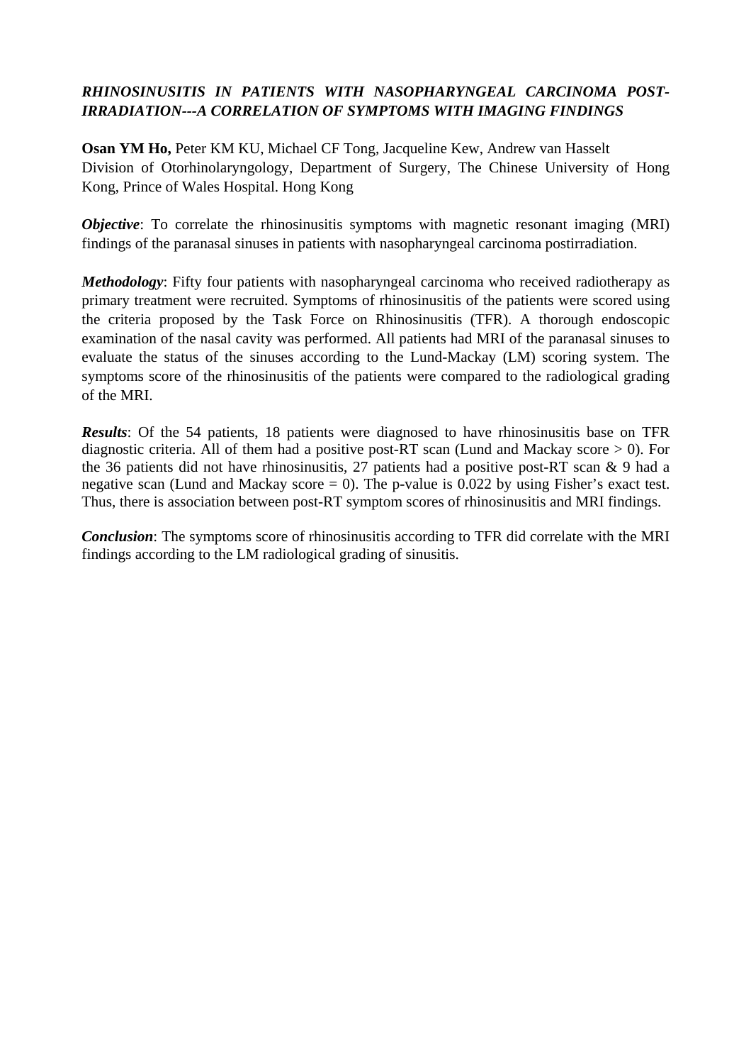***RHINOSINUSITIS IN PATIENTS WITH NASOPHARYNGEAL CARCINOMA POST-IRRADIATION---A CORRELATION OF SYMPTOMS WITH IMAGING FINDINGS***

**Osan YM Ho,** Peter KM KU, Michael CF Tong, Jacqueline Kew, Andrew van Hasselt
Division of Otorhinolaryngology, Department of Surgery, The Chinese University of Hong Kong, Prince of Wales Hospital. Hong Kong

***Objective***: To correlate the rhinosinusitis symptoms with magnetic resonant imaging (MRI) findings of the paranasal sinuses in patients with nasopharyngeal carcinoma postirradiation.

***Methodology***: Fifty four patients with nasopharyngeal carcinoma who received radiotherapy as primary treatment were recruited. Symptoms of rhinosinusitis of the patients were scored using the criteria proposed by the Task Force on Rhinosinusitis (TFR). A thorough endoscopic examination of the nasal cavity was performed. All patients had MRI of the paranasal sinuses to evaluate the status of the sinuses according to the Lund-Mackay (LM) scoring system. The symptoms score of the rhinosinusitis of the patients were compared to the radiological grading of the MRI.

***Results***: Of the 54 patients, 18 patients were diagnosed to have rhinosinusitis base on TFR diagnostic criteria. All of them had a positive post-RT scan (Lund and Mackay score > 0). For the 36 patients did not have rhinosinusitis, 27 patients had a positive post-RT scan & 9 had a negative scan (Lund and Mackay score = 0). The p-value is 0.022 by using Fisher's exact test. Thus, there is association between post-RT symptom scores of rhinosinusitis and MRI findings.

***Conclusion***: The symptoms score of rhinosinusitis according to TFR did correlate with the MRI findings according to the LM radiological grading of sinusitis.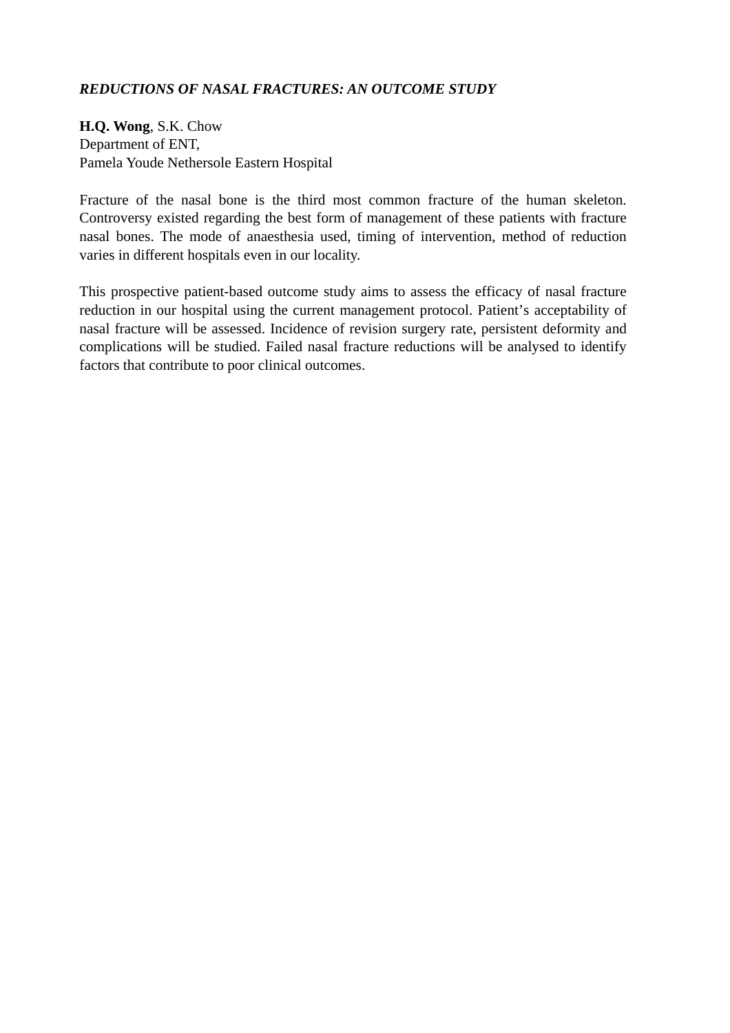***REDUCTIONS OF NASAL FRACTURES: AN OUTCOME STUDY***

**H.Q. Wong**, S.K. Chow
Department of ENT,
Pamela Youde Nethersole Eastern Hospital

Fracture of the nasal bone is the third most common fracture of the human skeleton. Controversy existed regarding the best form of management of these patients with fracture nasal bones. The mode of anaesthesia used, timing of intervention, method of reduction varies in different hospitals even in our locality.

This prospective patient-based outcome study aims to assess the efficacy of nasal fracture reduction in our hospital using the current management protocol. Patient's acceptability of nasal fracture will be assessed. Incidence of revision surgery rate, persistent deformity and complications will be studied. Failed nasal fracture reductions will be analysed to identify factors that contribute to poor clinical outcomes.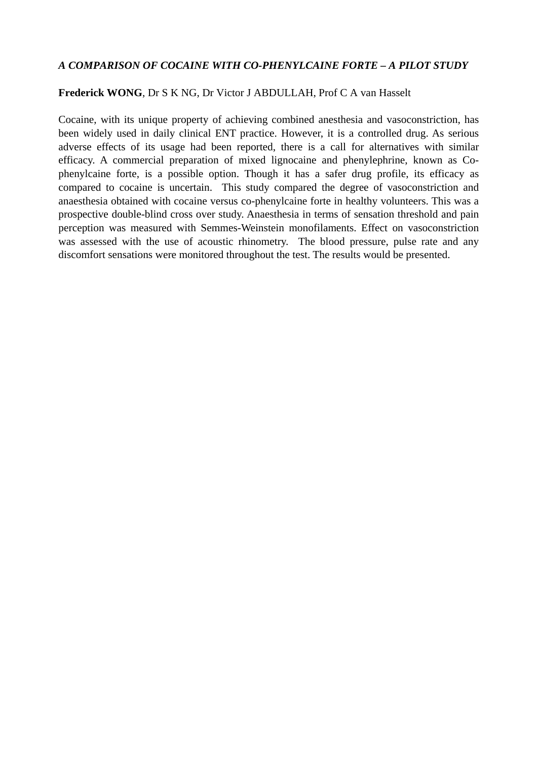***A COMPARISON OF COCAINE WITH CO-PHENYLCAINE FORTE – A PILOT STUDY***

**Frederick WONG**, Dr S K NG, Dr Victor J ABDULLAH, Prof C A van Hasselt

Cocaine, with its unique property of achieving combined anesthesia and vasoconstriction, has been widely used in daily clinical ENT practice. However, it is a controlled drug. As serious adverse effects of its usage had been reported, there is a call for alternatives with similar efficacy. A commercial preparation of mixed lignocaine and phenylephrine, known as Co-phenylcaine forte, is a possible option. Though it has a safer drug profile, its efficacy as compared to cocaine is uncertain. This study compared the degree of vasoconstriction and anaesthesia obtained with cocaine versus co-phenylcaine forte in healthy volunteers. This was a prospective double-blind cross over study. Anaesthesia in terms of sensation threshold and pain perception was measured with Semmes-Weinstein monofilaments. Effect on vasoconstriction was assessed with the use of acoustic rhinometry. The blood pressure, pulse rate and any discomfort sensations were monitored throughout the test. The results would be presented.